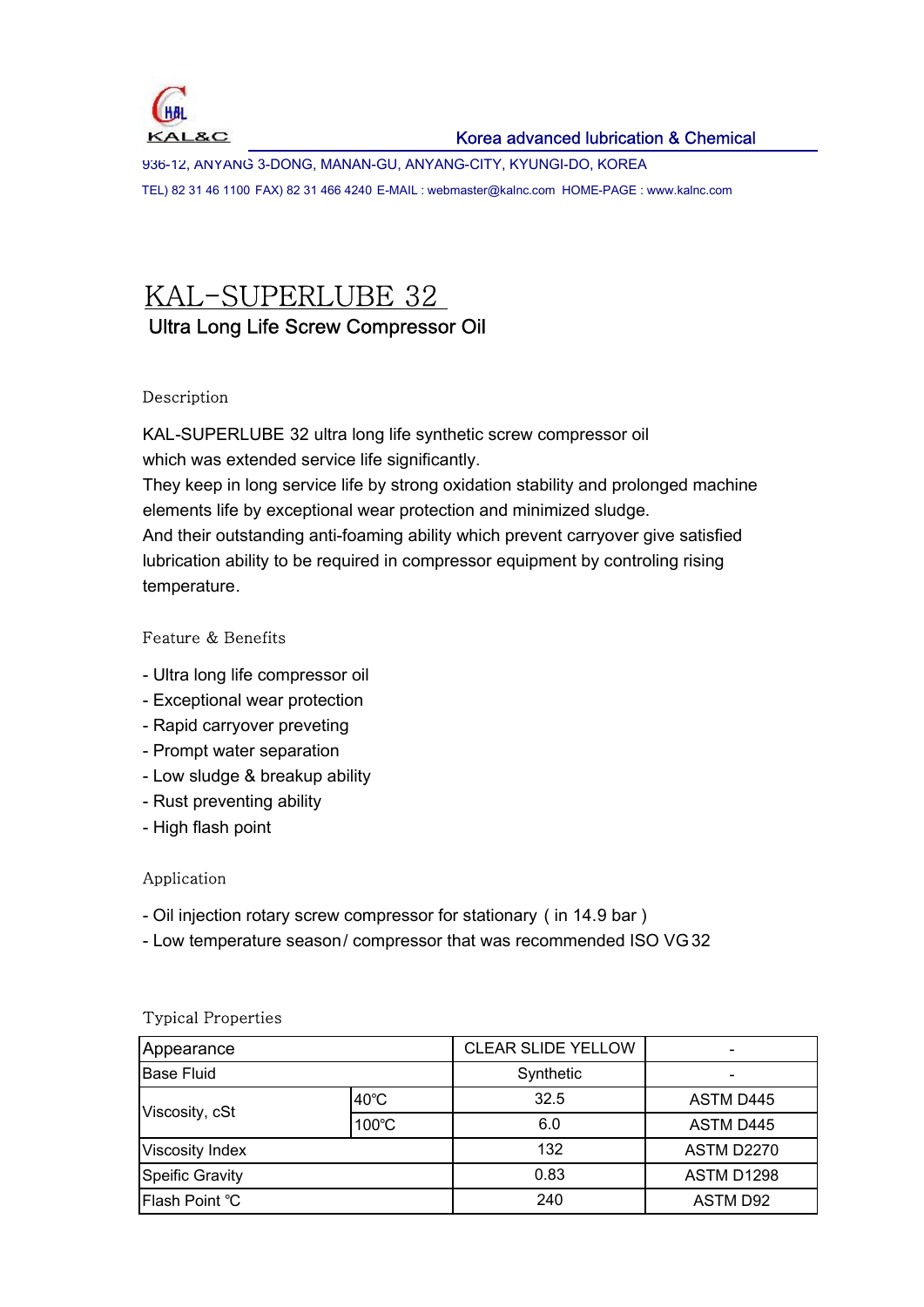KAL&C

Korea advanced lubrication & Chemical

936-12, ANYANG 3-DONG, MANAN-GU, ANYANG-CITY, KYUNGI-DO, KOREA

TEL) 82 31 46 1100 FAX) 82 31 466 4240 E-MAIL : webmaster@kalnc.com HOME-PAGE : www.kalnc.com

# KAL-SUPERLUBE 32

## Ultra Long Life Screw Compressor Oil

### Description

KAL-SUPERLUBE 32 ultra long life synthetic screw compressor oil
which was extended service life significantly.
They keep in long service life by strong oxidation stability and prolonged machine elements life by exceptional wear protection and minimized sludge.
And their outstanding anti-foaming ability which prevent carryover give satisfied lubrication ability to be required in compressor equipment by controling rising temperature.

### Feature & Benefits

- Ultra long life compressor oil
- Exceptional wear protection
- Rapid carryover preveting
- Prompt water separation
- Low sludge & breakup ability
- Rust preventing ability
- High flash point

### Application

- Oil injection rotary screw compressor for stationary ( in 14.9 bar )
- Low temperature season/ compressor that was recommended ISO VG 32

### Typical Properties

| Appearance | | CLEAR SLIDE YELLOW | - |
|---|---|---|---|
| Base Fluid | | Synthetic | - |
| Viscosity, cSt | 40℃ | 32.5 | ASTM D445 |
| | 100℃ | 6.0 | ASTM D445 |
| Viscosity Index | | 132 | ASTM D2270 |
| Speific Gravity | | 0.83 | ASTM D1298 |
| Flash Point ℃ | | 240 | ASTM D92 |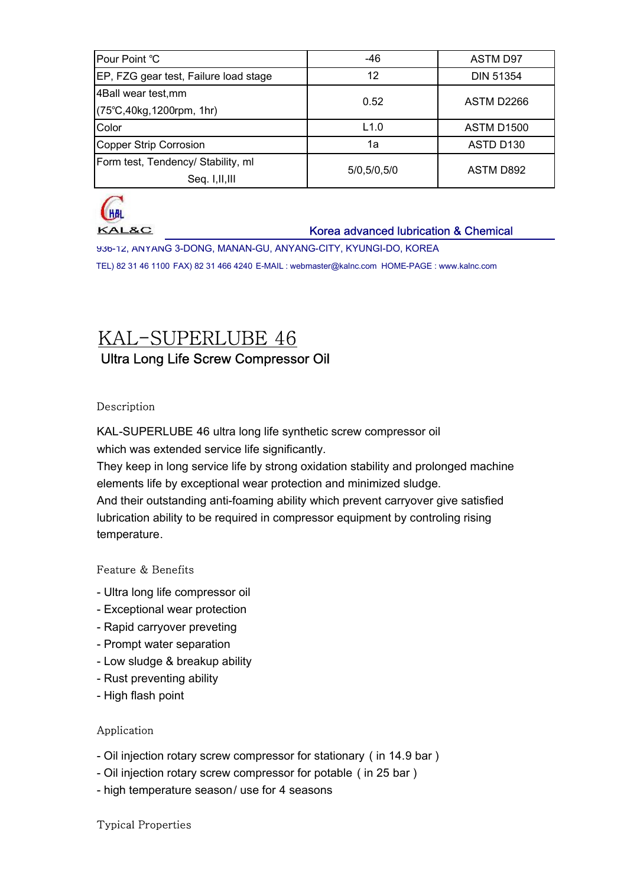| Pour Point ℃ | -46 | ASTM D97 |
|---|---|---|
| EP, FZG gear test, Failure load stage | 12 | DIN 51354 |
| 4Ball wear test,mm (75℃,40kg,1200rpm, 1hr) | 0.52 | ASTM D2266 |
| Color | L1.0 | ASTM D1500 |
| Copper Strip Corrosion | 1a | ASTD D130 |
| Form test, Tendency/ Stability, ml Seq. I,II,III | 5/0,5/0,5/0 | ASTM D892 |

KAL&C

Korea advanced lubrication & Chemical

936-12, ANYANG 3-DONG, MANAN-GU, ANYANG-CITY, KYUNGI-DO, KOREA

TEL) 82 31 46 1100 FAX) 82 31 466 4240 E-MAIL : webmaster@kalnc.com HOME-PAGE : www.kalnc.com

# KAL-SUPERLUBE 46

## Ultra Long Life Screw Compressor Oil

### Description

KAL-SUPERLUBE 46 ultra long life synthetic screw compressor oil which was extended service life significantly.
They keep in long service life by strong oxidation stability and prolonged machine elements life by exceptional wear protection and minimized sludge.
And their outstanding anti-foaming ability which prevent carryover give satisfied lubrication ability to be required in compressor equipment by controling rising temperature.

### Feature & Benefits

- Ultra long life compressor oil
- Exceptional wear protection
- Rapid carryover preveting
- Prompt water separation
- Low sludge & breakup ability
- Rust preventing ability
- High flash point

### Application

- Oil injection rotary screw compressor for stationary ( in 14.9 bar )
- Oil injection rotary screw compressor for potable ( in 25 bar )
- high temperature season/ use for 4 seasons

### Typical Properties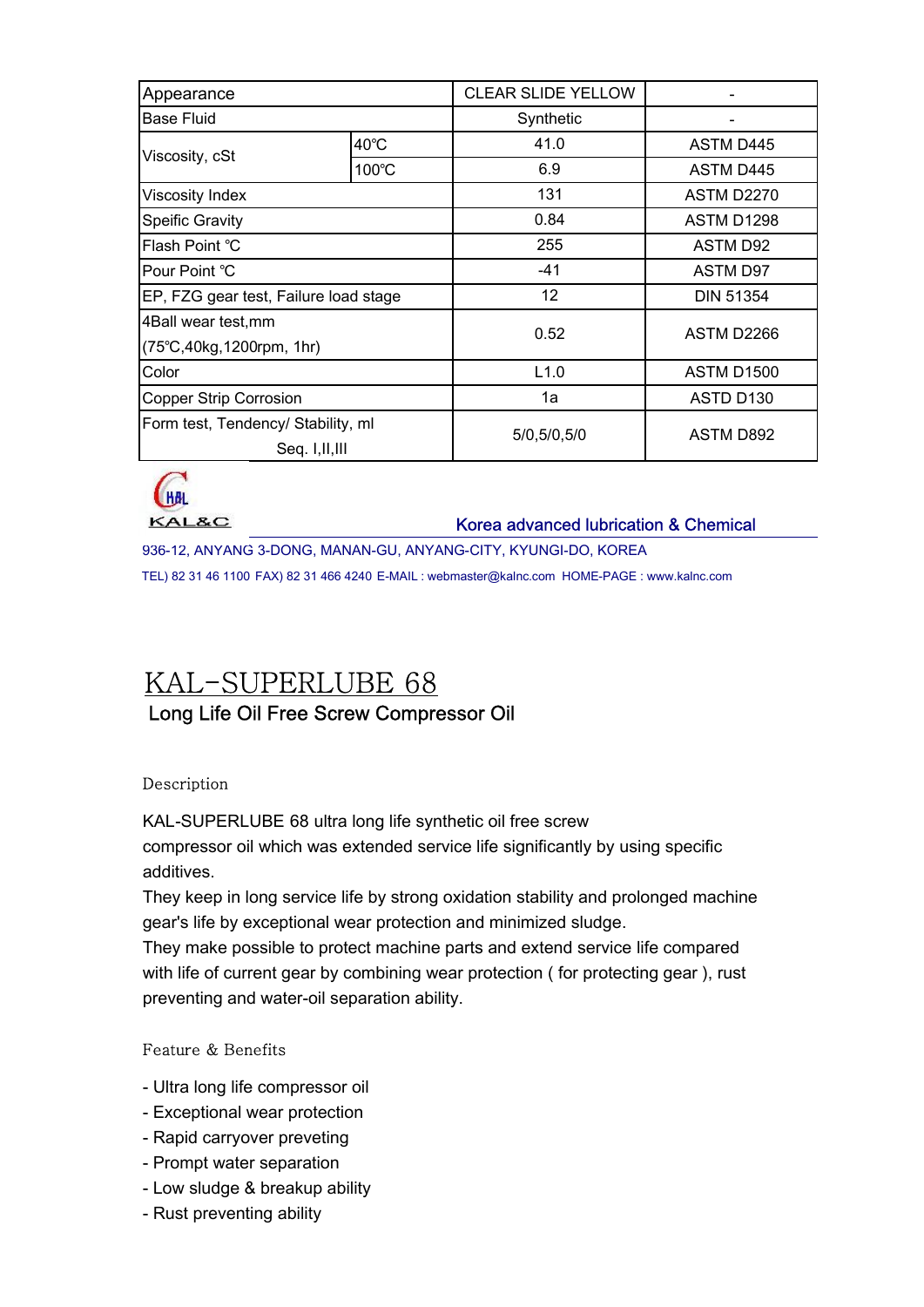| Appearance | | CLEAR SLIDE YELLOW | - |
|---|---|---|---|
| Base Fluid | | Synthetic | - |
| Viscosity, cSt | 40℃ | 41.0 | ASTM D445 |
| | 100℃ | 6.9 | ASTM D445 |
| Viscosity Index | | 131 | ASTM D2270 |
| Speific Gravity | | 0.84 | ASTM D1298 |
| Flash Point ℃ | | 255 | ASTM D92 |
| Pour Point ℃ | | -41 | ASTM D97 |
| EP, FZG gear test, Failure load stage | | 12 | DIN 51354 |
| 4Ball wear test,mm (75℃,40kg,1200rpm, 1hr) | | 0.52 | ASTM D2266 |
| Color | | L1.0 | ASTM D1500 |
| Copper Strip Corrosion | | 1a | ASTD D130 |
| Form test, Tendency/ Stability, ml Seq. I,II,III | | 5/0,5/0,5/0 | ASTM D892 |

KAL&C

Korea advanced lubrication & Chemical

936-12, ANYANG 3-DONG, MANAN-GU, ANYANG-CITY, KYUNGI-DO, KOREA

TEL) 82 31 46 1100 FAX) 82 31 466 4240 E-MAIL : webmaster@kalnc.com HOME-PAGE : www.kalnc.com

# KAL-SUPERLUBE 68

## Long Life Oil Free Screw Compressor Oil

### Description

KAL-SUPERLUBE 68 ultra long life synthetic oil free screw compressor oil which was extended service life significantly by using specific additives.
They keep in long service life by strong oxidation stability and prolonged machine gear's life by exceptional wear protection and minimized sludge.
They make possible to protect machine parts and extend service life compared with life of current gear by combining wear protection ( for protecting gear ), rust preventing and water-oil separation ability.

### Feature & Benefits

- Ultra long life compressor oil
- Exceptional wear protection
- Rapid carryover preveting
- Prompt water separation
- Low sludge & breakup ability
- Rust preventing ability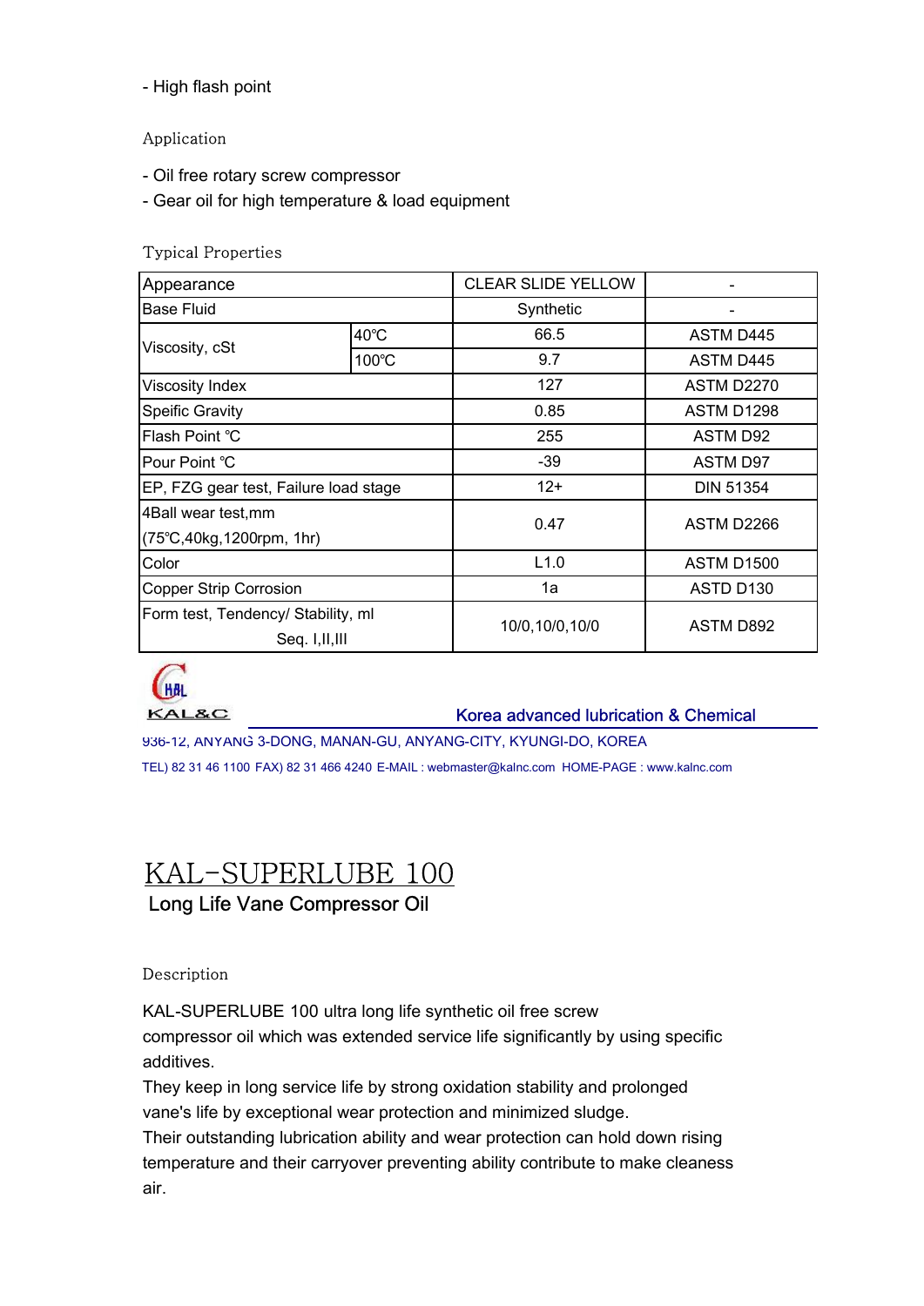- High flash point

Application

- Oil free rotary screw compressor
- Gear oil for high temperature & load equipment

Typical Properties

| Appearance | | CLEAR SLIDE YELLOW | - |
|---|---|---|---|
| Base Fluid | | Synthetic | - |
| Viscosity, cSt | 40℃ | 66.5 | ASTM D445 |
| | 100℃ | 9.7 | ASTM D445 |
| Viscosity Index | | 127 | ASTM D2270 |
| Speific Gravity | | 0.85 | ASTM D1298 |
| Flash Point ℃ | | 255 | ASTM D92 |
| Pour Point ℃ | | -39 | ASTM D97 |
| EP, FZG gear test, Failure load stage | | 12+ | DIN 51354 |
| 4Ball wear test,mm (75℃,40kg,1200rpm, 1hr) | | 0.47 | ASTM D2266 |
| Color | | L1.0 | ASTM D1500 |
| Copper Strip Corrosion | | 1a | ASTD D130 |
| Form test, Tendency/ Stability, ml Seq. I,II,III | | 10/0,10/0,10/0 | ASTM D892 |

KAL&C

Korea advanced lubrication & Chemical

936-12, ANYANG 3-DONG, MANAN-GU, ANYANG-CITY, KYUNGI-DO, KOREA

TEL) 82 31 46 1100 FAX) 82 31 466 4240 E-MAIL : webmaster@kalnc.com HOME-PAGE : www.kalnc.com

# KAL-SUPERLUBE 100

## Long Life Vane Compressor Oil

Description

KAL-SUPERLUBE 100 ultra long life synthetic oil free screw compressor oil which was extended service life significantly by using specific additives.

They keep in long service life by strong oxidation stability and prolonged vane's life by exceptional wear protection and minimized sludge.

Their outstanding lubrication ability and wear protection can hold down rising temperature and their carryover preventing ability contribute to make cleaness air.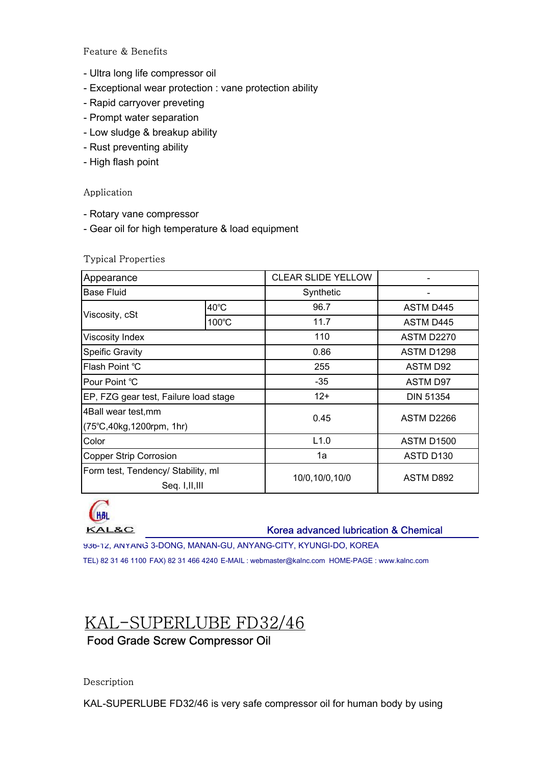### Feature & Benefits

- Ultra long life compressor oil
- Exceptional wear protection : vane protection ability
- Rapid carryover preveting
- Prompt water separation
- Low sludge & breakup ability
- Rust preventing ability
- High flash point

### Application

- Rotary vane compressor
- Gear oil for high temperature & load equipment

### Typical Properties

| Appearance | | CLEAR SLIDE YELLOW | - |
|---|---|---|---|
| Base Fluid | | Synthetic | - |
| Viscosity, cSt | 40℃ | 96.7 | ASTM D445 |
| | 100℃ | 11.7 | ASTM D445 |
| Viscosity Index | | 110 | ASTM D2270 |
| Speific Gravity | | 0.86 | ASTM D1298 |
| Flash Point ℃ | | 255 | ASTM D92 |
| Pour Point ℃ | | -35 | ASTM D97 |
| EP, FZG gear test, Failure load stage | | 12+ | DIN 51354 |
| 4Ball wear test,mm (75℃,40kg,1200rpm, 1hr) | | 0.45 | ASTM D2266 |
| Color | | L1.0 | ASTM D1500 |
| Copper Strip Corrosion | | 1a | ASTD D130 |
| Form test, Tendency/ Stability, ml Seq. I,II,III | | 10/0,10/0,10/0 | ASTM D892 |

KAL&C

Korea advanced lubrication & Chemical

936-12, ANYANG 3-DONG, MANAN-GU, ANYANG-CITY, KYUNGI-DO, KOREA

TEL) 82 31 46 1100 FAX) 82 31 466 4240 E-MAIL : webmaster@kalnc.com HOME-PAGE : www.kalnc.com

# KAL-SUPERLUBE FD32/46

## Food Grade Screw Compressor Oil

### Description

KAL-SUPERLUBE FD32/46 is very safe compressor oil for human body by using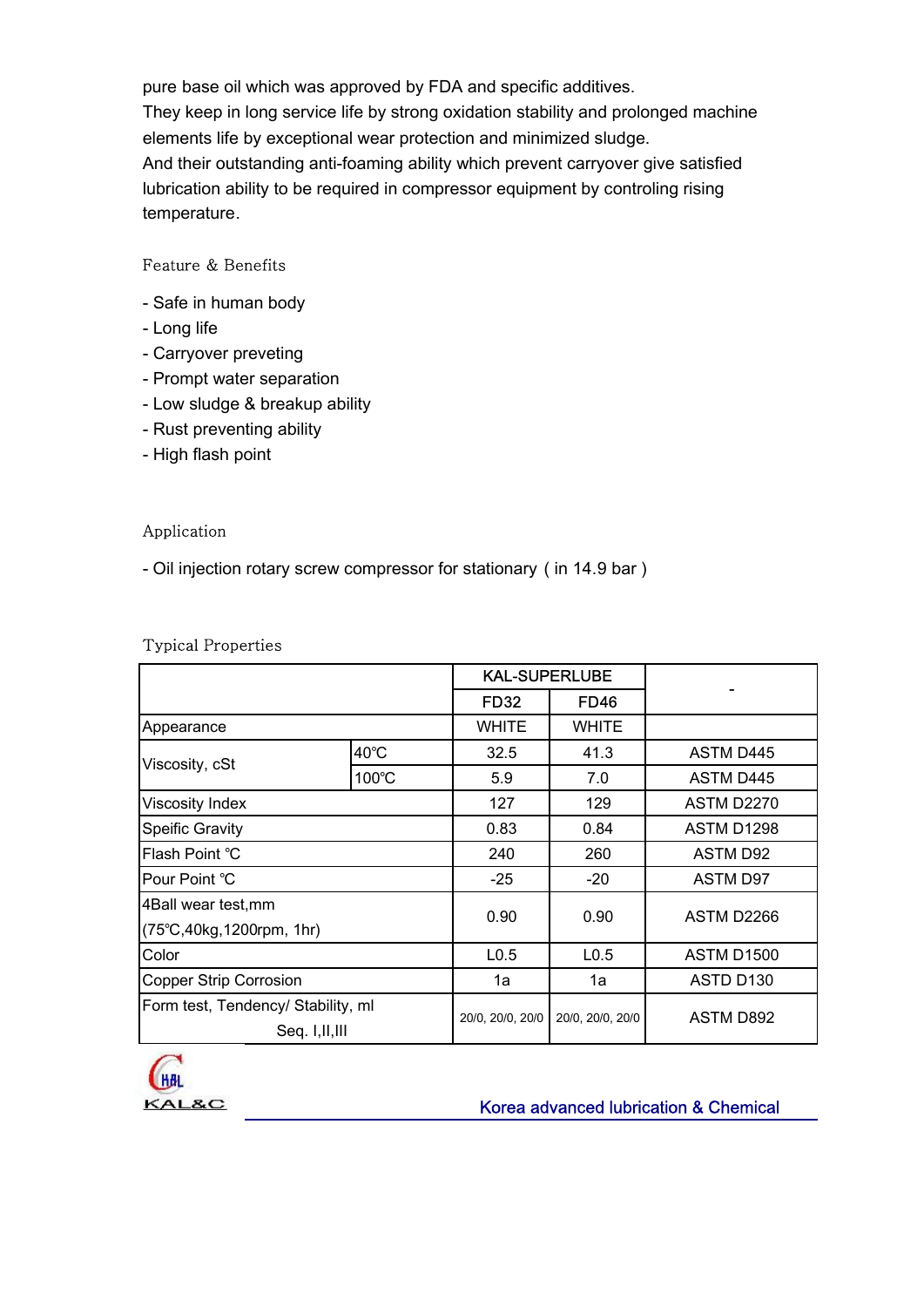pure base oil which was approved by FDA and specific additives.
They keep in long service life by strong oxidation stability and prolonged machine elements life by exceptional wear protection and minimized sludge.
And their outstanding anti-foaming ability which prevent carryover give satisfied lubrication ability to be required in compressor equipment by controling rising temperature.

### Feature & Benefits

- Safe in human body
- Long life
- Carryover preveting
- Prompt water separation
- Low sludge & breakup ability
- Rust preventing ability
- High flash point

### Application

- Oil injection rotary screw compressor for stationary ( in 14.9 bar )

### Typical Properties

| | | KAL-SUPERLUBE | | - |
|---|---|---|---|---|
| | | FD32 | FD46 | |
| Appearance | | WHITE | WHITE | |
| Viscosity, cSt | 40℃ | 32.5 | 41.3 | ASTM D445 |
| | 100℃ | 5.9 | 7.0 | ASTM D445 |
| Viscosity Index | | 127 | 129 | ASTM D2270 |
| Speific Gravity | | 0.83 | 0.84 | ASTM D1298 |
| Flash Point ℃ | | 240 | 260 | ASTM D92 |
| Pour Point ℃ | | -25 | -20 | ASTM D97 |
| 4Ball wear test,mm (75℃,40kg,1200rpm, 1hr) | | 0.90 | 0.90 | ASTM D2266 |
| Color | | L0.5 | L0.5 | ASTM D1500 |
| Copper Strip Corrosion | | 1a | 1a | ASTD D130 |
| Form test, Tendency/ Stability, ml Seq. I,II,III | | 20/0, 20/0, 20/0 | 20/0, 20/0, 20/0 | ASTM D892 |

KAL&C

Korea advanced lubrication & Chemical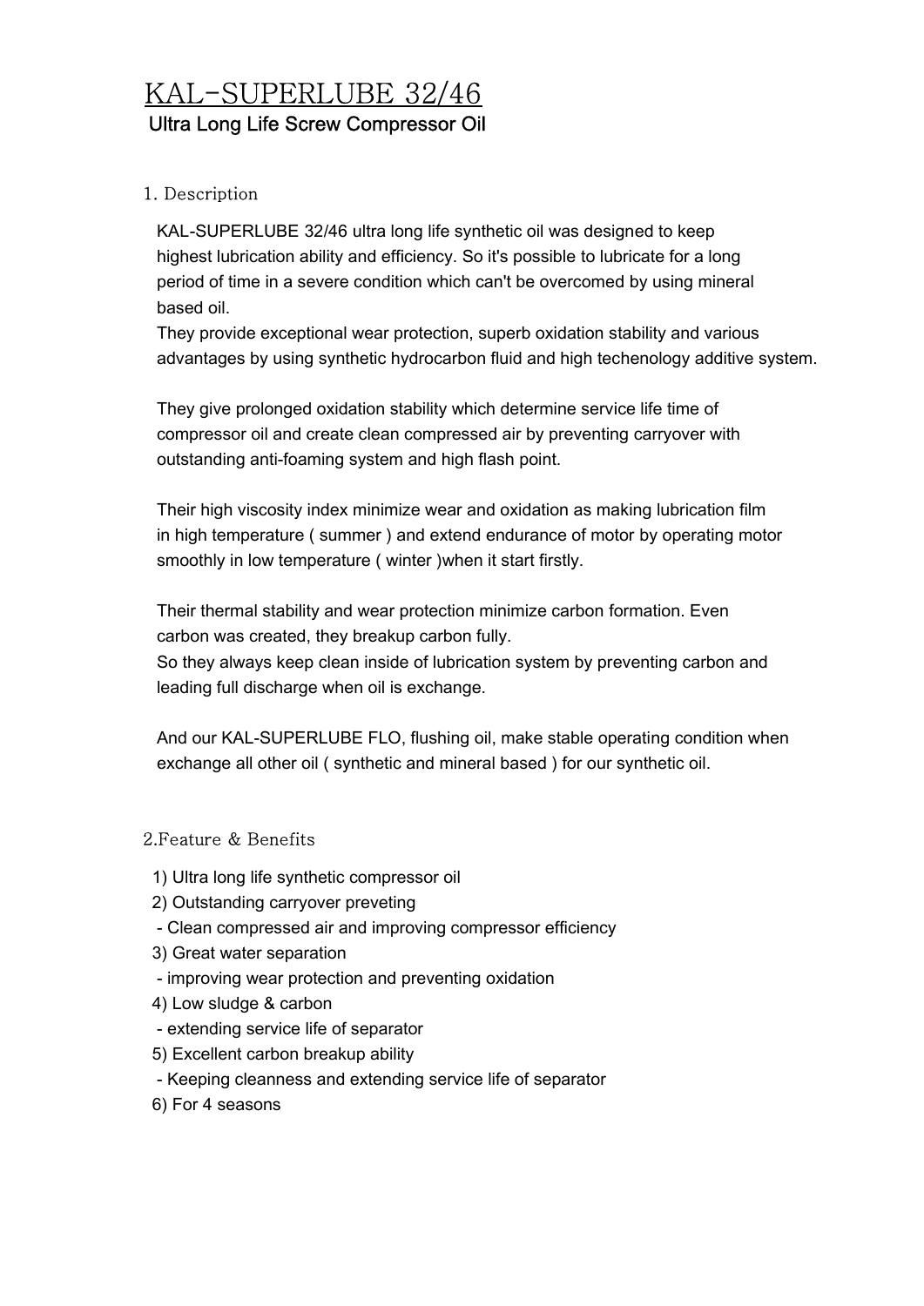# KAL-SUPERLUBE 32/46

## Ultra Long Life Screw Compressor Oil

### 1. Description

KAL-SUPERLUBE 32/46 ultra long life synthetic oil was designed to keep highest lubrication ability and efficiency. So it's possible to lubricate for a long period of time in a severe condition which can't be overcomed by using mineral based oil.
They provide exceptional wear protection, superb oxidation stability and various advantages by using synthetic hydrocarbon fluid and high techenology additive system.

They give prolonged oxidation stability which determine service life time of compressor oil and create clean compressed air by preventing carryover with outstanding anti-foaming system and high flash point.

Their high viscosity index minimize wear and oxidation as making lubrication film in high temperature ( summer ) and extend endurance of motor by operating motor smoothly in low temperature ( winter )when it start firstly.

Their thermal stability and wear protection minimize carbon formation. Even carbon was created, they breakup carbon fully.
So they always keep clean inside of lubrication system by preventing carbon and leading full discharge when oil is exchange.

And our KAL-SUPERLUBE FLO, flushing oil, make stable operating condition when exchange all other oil ( synthetic and mineral based ) for our synthetic oil.

### 2.Feature & Benefits

1) Ultra long life synthetic compressor oil
2) Outstanding carryover preveting
 - Clean compressed air and improving compressor efficiency
3) Great water separation
 - improving wear protection and preventing oxidation
4) Low sludge & carbon
 - extending service life of separator
5) Excellent carbon breakup ability
 - Keeping cleanness and extending service life of separator
6) For 4 seasons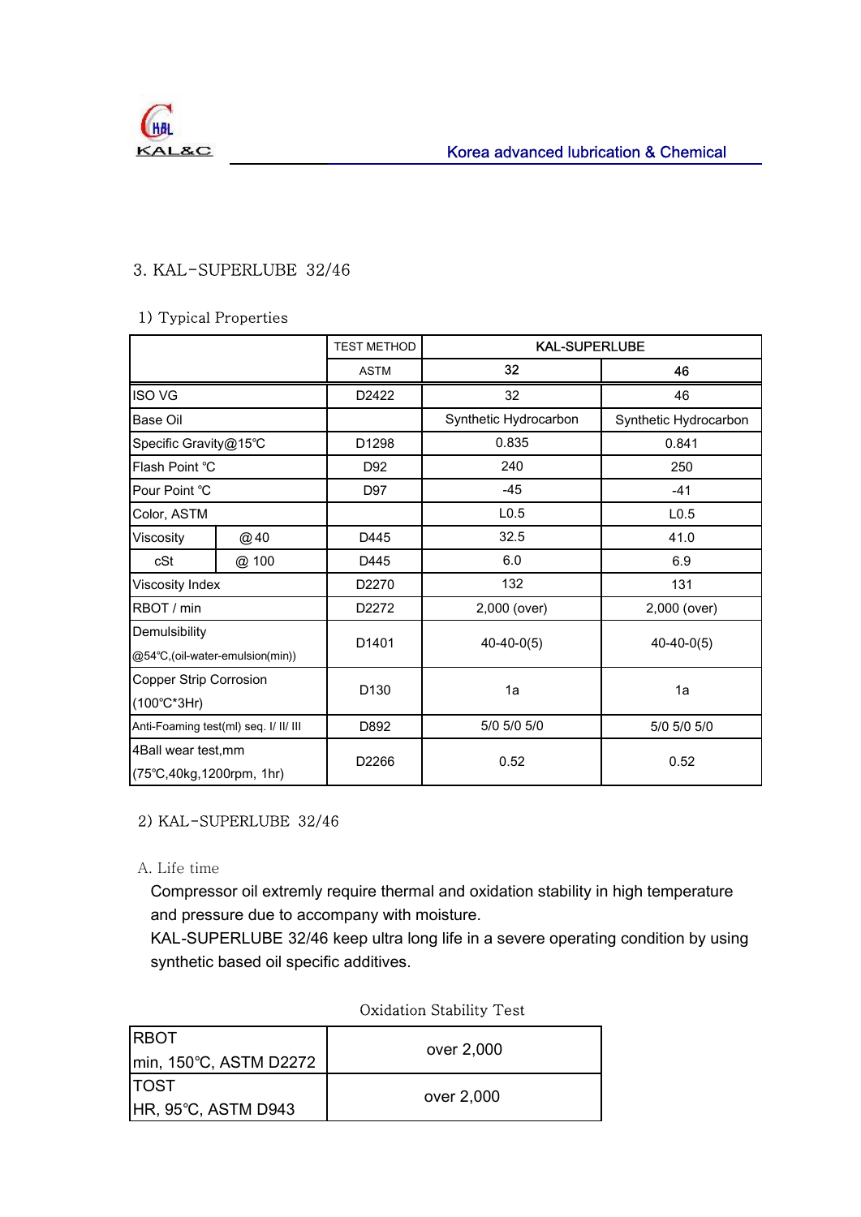## 3. KAL-SUPERLUBE 32/46

### 1) Typical Properties

| | | TEST METHOD | KAL-SUPERLUBE | |
|---|---|---|---|---|
| | | ASTM | 32 | 46 |
| ISO VG | | D2422 | 32 | 46 |
| Base Oil | | | Synthetic Hydrocarbon | Synthetic Hydrocarbon |
| Specific Gravity@15℃ | | D1298 | 0.835 | 0.841 |
| Flash Point ℃ | | D92 | 240 | 250 |
| Pour Point ℃ | | D97 | -45 | -41 |
| Color, ASTM | | | L0.5 | L0.5 |
| Viscosity | @40 | D445 | 32.5 | 41.0 |
| cSt | @ 100 | D445 | 6.0 | 6.9 |
| Viscosity Index | | D2270 | 132 | 131 |
| RBOT / min | | D2272 | 2,000 (over) | 2,000 (over) |
| Demulsibility @54℃,(oil-water-emulsion(min)) | | D1401 | 40-40-0(5) | 40-40-0(5) |
| Copper Strip Corrosion (100℃*3Hr) | | D130 | 1a | 1a |
| Anti-Foaming test(ml) seq. I/ II/ III | | D892 | 5/0 5/0 5/0 | 5/0 5/0 5/0 |
| 4Ball wear test,mm (75℃,40kg,1200rpm, 1hr) | | D2266 | 0.52 | 0.52 |

### 2) KAL-SUPERLUBE 32/46

A. Life time

Compressor oil extremly require thermal and oxidation stability in high temperature and pressure due to accompany with moisture.
KAL-SUPERLUBE 32/46 keep ultra long life in a severe operating condition by using synthetic based oil specific additives.

Oxidation Stability Test

| | |
|---|---|
| RBOT min, 150℃, ASTM D2272 | over 2,000 |
| TOST HR, 95℃, ASTM D943 | over 2,000 |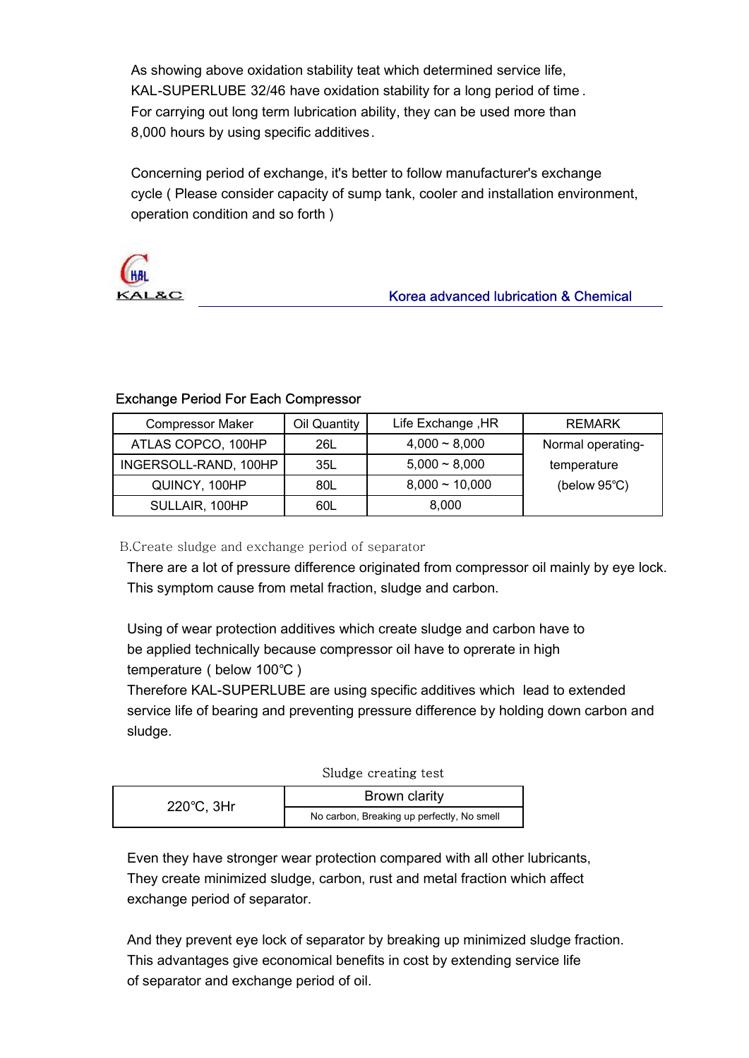As showing above oxidation stability teat which determined service life, KAL-SUPERLUBE 32/46 have oxidation stability for a long period of time. For carrying out long term lubrication ability, they can be used more than 8,000 hours by using specific additives.

Concerning period of exchange, it's better to follow manufacturer's exchange cycle ( Please consider capacity of sump tank, cooler and installation environment, operation condition and so forth )

KAL&C

Korea advanced lubrication & Chemical

Exchange Period For Each Compressor

| Compressor Maker | Oil Quantity | Life Exchange ,HR | REMARK |
|---|---|---|---|
| ATLAS COPCO, 100HP | 26L | 4,000 ~ 8,000 | Normal operating-temperature (below 95℃) |
| INGERSOLL-RAND, 100HP | 35L | 5,000 ~ 8,000 | |
| QUINCY, 100HP | 80L | 8,000 ~ 10,000 | |
| SULLAIR, 100HP | 60L | 8,000 | |

B.Create sludge and exchange period of separator

There are a lot of pressure difference originated from compressor oil mainly by eye lock. This symptom cause from metal fraction, sludge and carbon.

Using of wear protection additives which create sludge and carbon have to be applied technically because compressor oil have to oprerate in high temperature ( below 100℃ )
Therefore KAL-SUPERLUBE are using specific additives which lead to extended service life of bearing and preventing pressure difference by holding down carbon and sludge.

Sludge creating test

| 220℃, 3Hr | Brown clarity |
|---|---|
| | No carbon, Breaking up perfectly, No smell |

Even they have stronger wear protection compared with all other lubricants, They create minimized sludge, carbon, rust and metal fraction which affect exchange period of separator.

And they prevent eye lock of separator by breaking up minimized sludge fraction. This advantages give economical benefits in cost by extending service life of separator and exchange period of oil.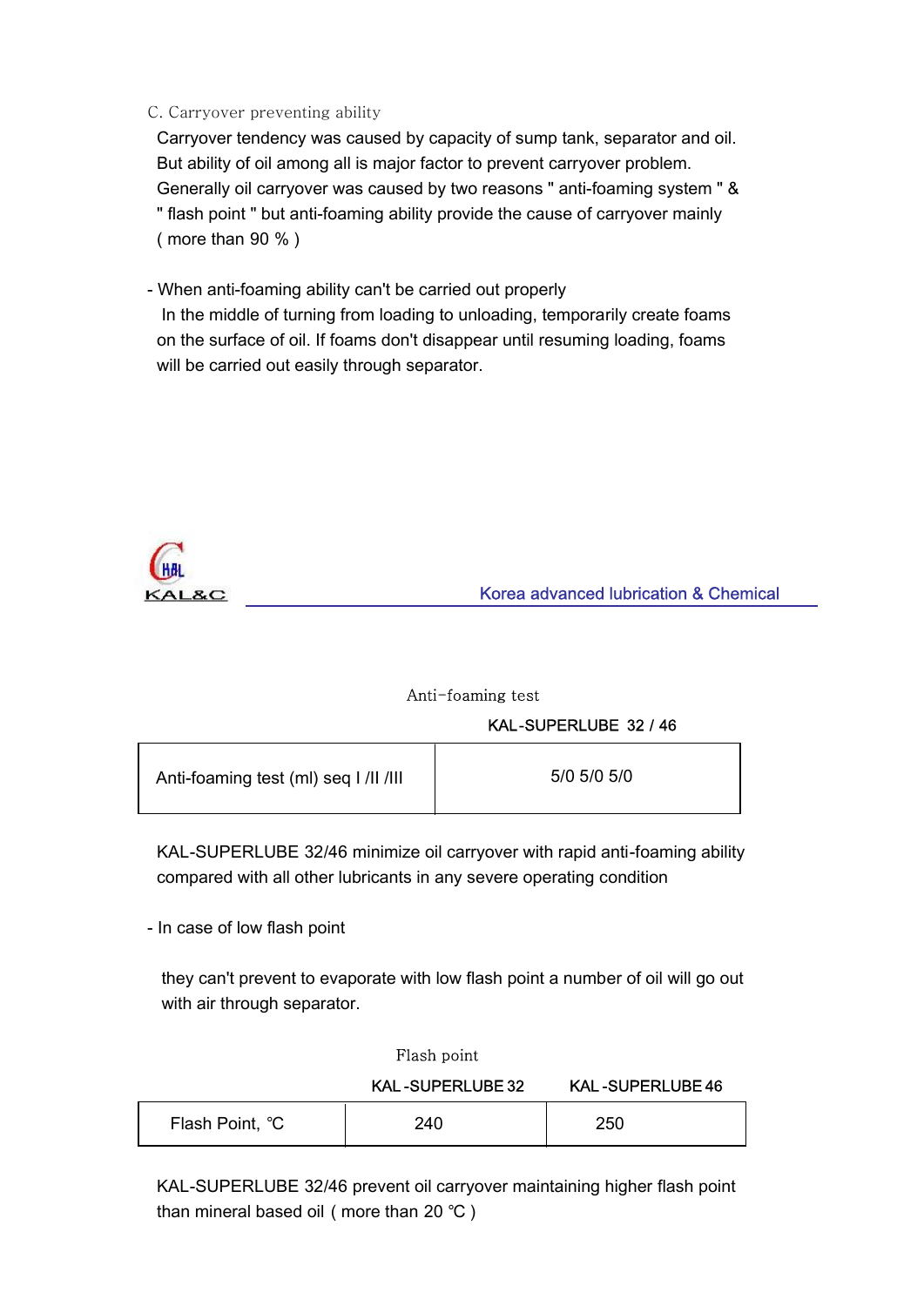C. Carryover preventing ability

Carryover tendency was caused by capacity of sump tank, separator and oil. But ability of oil among all is major factor to prevent carryover problem. Generally oil carryover was caused by two reasons " anti-foaming system " & " flash point " but anti-foaming ability provide the cause of carryover mainly ( more than 90 % )

- When anti-foaming ability can't be carried out properly

In the middle of turning from loading to unloading, temporarily create foams on the surface of oil. If foams don't disappear until resuming loading, foams will be carried out easily through separator.

Anti-foaming test

| | KAL-SUPERLUBE 32 / 46 |
|---|---|
| Anti-foaming test (ml) seq I /II /III | 5/0 5/0 5/0 |

KAL-SUPERLUBE 32/46 minimize oil carryover with rapid anti-foaming ability compared with all other lubricants in any severe operating condition

- In case of low flash point

they can't prevent to evaporate with low flash point a number of oil will go out with air through separator.

Flash point

| | KAL-SUPERLUBE 32 | KAL-SUPERLUBE 46 |
|---|---|---|
| Flash Point, ℃ | 240 | 250 |

KAL-SUPERLUBE 32/46 prevent oil carryover maintaining higher flash point than mineral based oil ( more than 20 ℃ )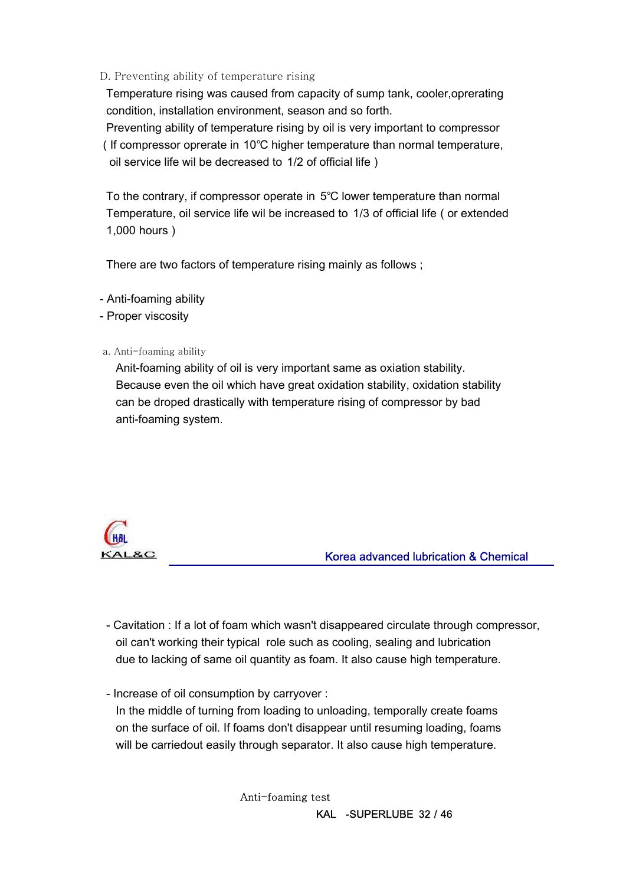### D. Preventing ability of temperature rising

Temperature rising was caused from capacity of sump tank, cooler,oprerating condition, installation environment, season and so forth.

Preventing ability of temperature rising by oil is very important to compressor ( If compressor oprerate in 10℃ higher temperature than normal temperature, oil service life wil be decreased to 1/2 of official life )

To the contrary, if compressor operate in 5℃ lower temperature than normal Temperature, oil service life wil be increased to 1/3 of official life ( or extended 1,000 hours )

There are two factors of temperature rising mainly as follows ;

- Anti-foaming ability
- Proper viscosity

#### a. Anti-foaming ability

Anit-foaming ability of oil is very important same as oxiation stability. Because even the oil which have great oxidation stability, oxidation stability can be droped drastically with temperature rising of compressor by bad anti-foaming system.

- Cavitation : If a lot of foam which wasn't disappeared circulate through compressor, oil can't working their typical role such as cooling, sealing and lubrication due to lacking of same oil quantity as foam. It also cause high temperature.

- Increase of oil consumption by carryover :
  In the middle of turning from loading to unloading, temporally create foams on the surface of oil. If foams don't disappear until resuming loading, foams will be carriedout easily through separator. It also cause high temperature.

Anti-foaming test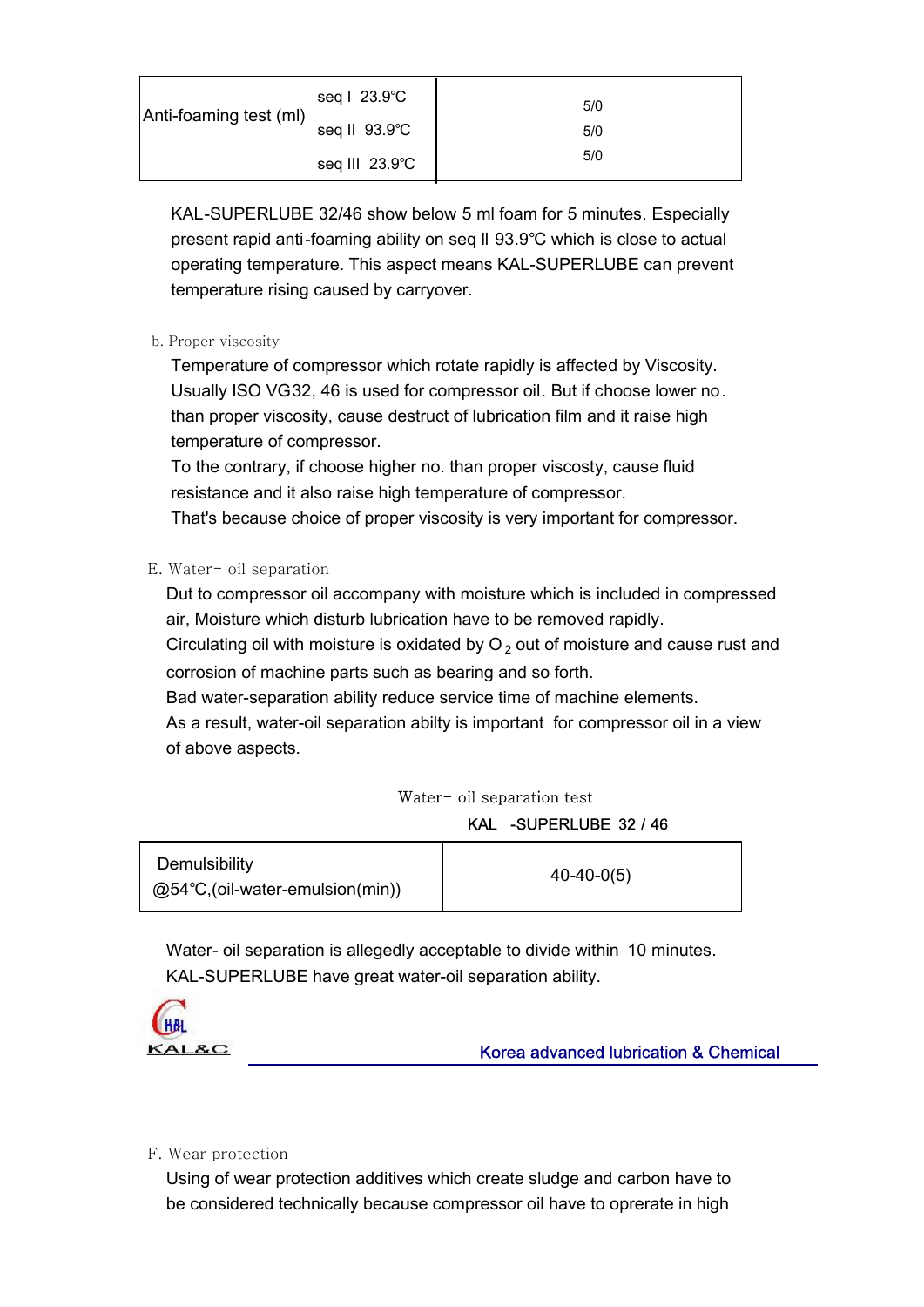| Anti-foaming test (ml) | seq I 23.9℃ | 5/0 |
|---|---|---|
| | seq II 93.9℃ | 5/0 |
| | seq III 23.9℃ | 5/0 |

KAL-SUPERLUBE 32/46 show below 5 ml foam for 5 minutes. Especially present rapid anti-foaming ability on seq ll 93.9℃ which is close to actual operating temperature. This aspect means KAL-SUPERLUBE can prevent temperature rising caused by carryover.

b. Proper viscosity

Temperature of compressor which rotate rapidly is affected by Viscosity. Usually ISO VG32, 46 is used for compressor oil. But if choose lower no. than proper viscosity, cause destruct of lubrication film and it raise high temperature of compressor.
To the contrary, if choose higher no. than proper viscosty, cause fluid resistance and it also raise high temperature of compressor.
That's because choice of proper viscosity is very important for compressor.

E. Water- oil separation

Dut to compressor oil accompany with moisture which is included in compressed air, Moisture which disturb lubrication have to be removed rapidly.
Circulating oil with moisture is oxidated by $O_2$ out of moisture and cause rust and corrosion of machine parts such as bearing and so forth.
Bad water-separation ability reduce service time of machine elements.
As a result, water-oil separation abilty is important for compressor oil in a view of above aspects.

Water- oil separation test

| | KAL -SUPERLUBE 32 / 46 |
|---|---|
| Demulsibility @54℃,(oil-water-emulsion(min)) | 40-40-0(5) |

Water- oil separation is allegedly acceptable to divide within 10 minutes. KAL-SUPERLUBE have great water-oil separation ability.

F. Wear protection

Using of wear protection additives which create sludge and carbon have to be considered technically because compressor oil have to oprerate in high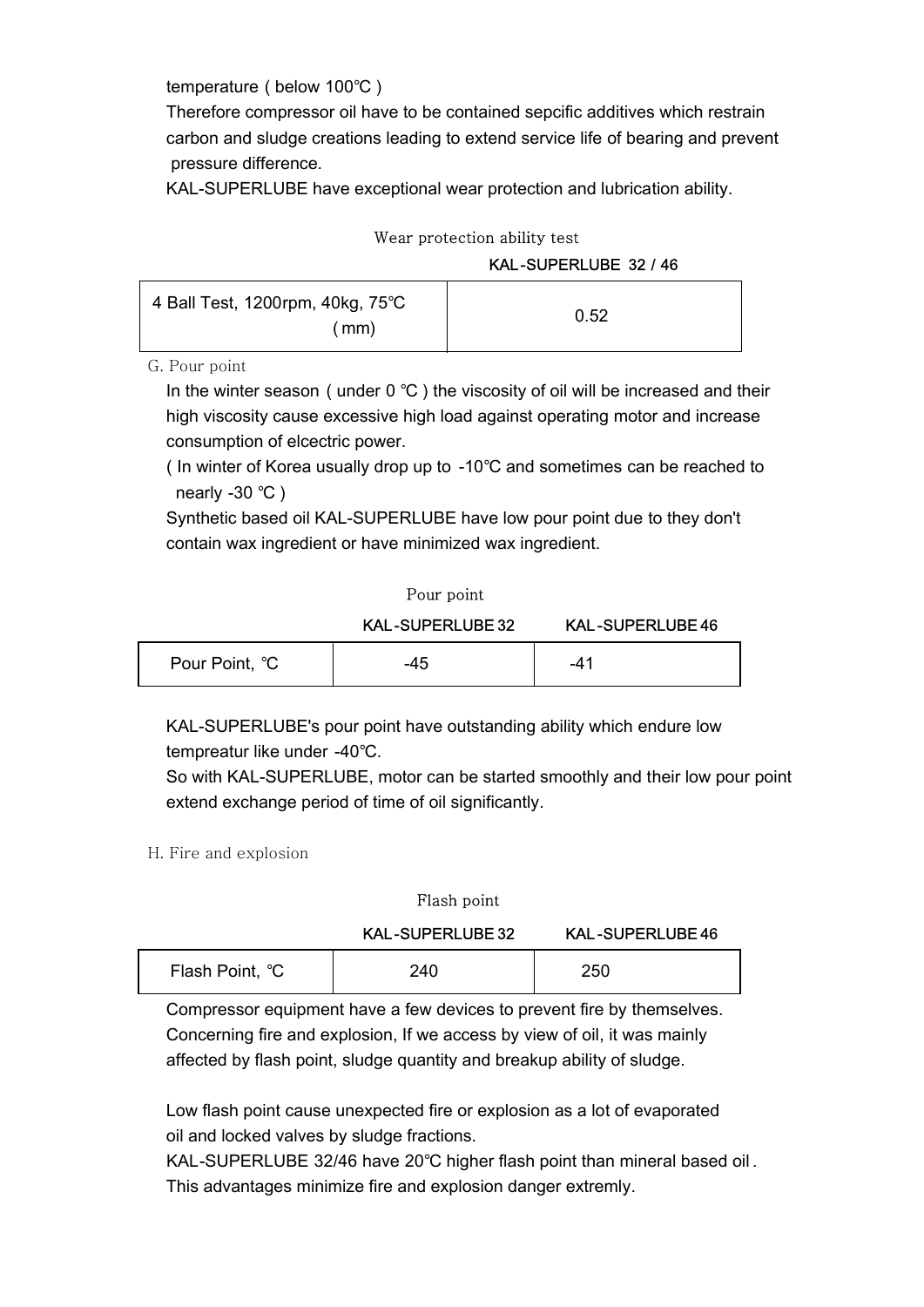temperature ( below 100℃ )

Therefore compressor oil have to be contained sepcific additives which restrain carbon and sludge creations leading to extend service life of bearing and prevent pressure difference.

KAL-SUPERLUBE have exceptional wear protection and lubrication ability.

Wear protection ability test

| | KAL-SUPERLUBE 32 / 46 |
|---|---|
| 4 Ball Test, 1200rpm, 40kg, 75℃ ( mm) | 0.52 |

G. Pour point

In the winter season ( under 0 ℃ ) the viscosity of oil will be increased and their high viscosity cause excessive high load against operating motor and increase consumption of elcectric power.

( In winter of Korea usually drop up to -10℃ and sometimes can be reached to nearly -30 ℃ )

Synthetic based oil KAL-SUPERLUBE have low pour point due to they don't contain wax ingredient or have minimized wax ingredient.

Pour point

| | KAL-SUPERLUBE 32 | KAL-SUPERLUBE 46 |
|---|---|---|
| Pour Point, ℃ | -45 | -41 |

KAL-SUPERLUBE's pour point have outstanding ability which endure low tempreatur like under -40℃.

So with KAL-SUPERLUBE, motor can be started smoothly and their low pour point extend exchange period of time of oil significantly.

H. Fire and explosion

Flash point

| | KAL-SUPERLUBE 32 | KAL-SUPERLUBE 46 |
|---|---|---|
| Flash Point, ℃ | 240 | 250 |

Compressor equipment have a few devices to prevent fire by themselves. Concerning fire and explosion, If we access by view of oil, it was mainly affected by flash point, sludge quantity and breakup ability of sludge.

Low flash point cause unexpected fire or explosion as a lot of evaporated oil and locked valves by sludge fractions.

KAL-SUPERLUBE 32/46 have 20℃ higher flash point than mineral based oil. This advantages minimize fire and explosion danger extremly.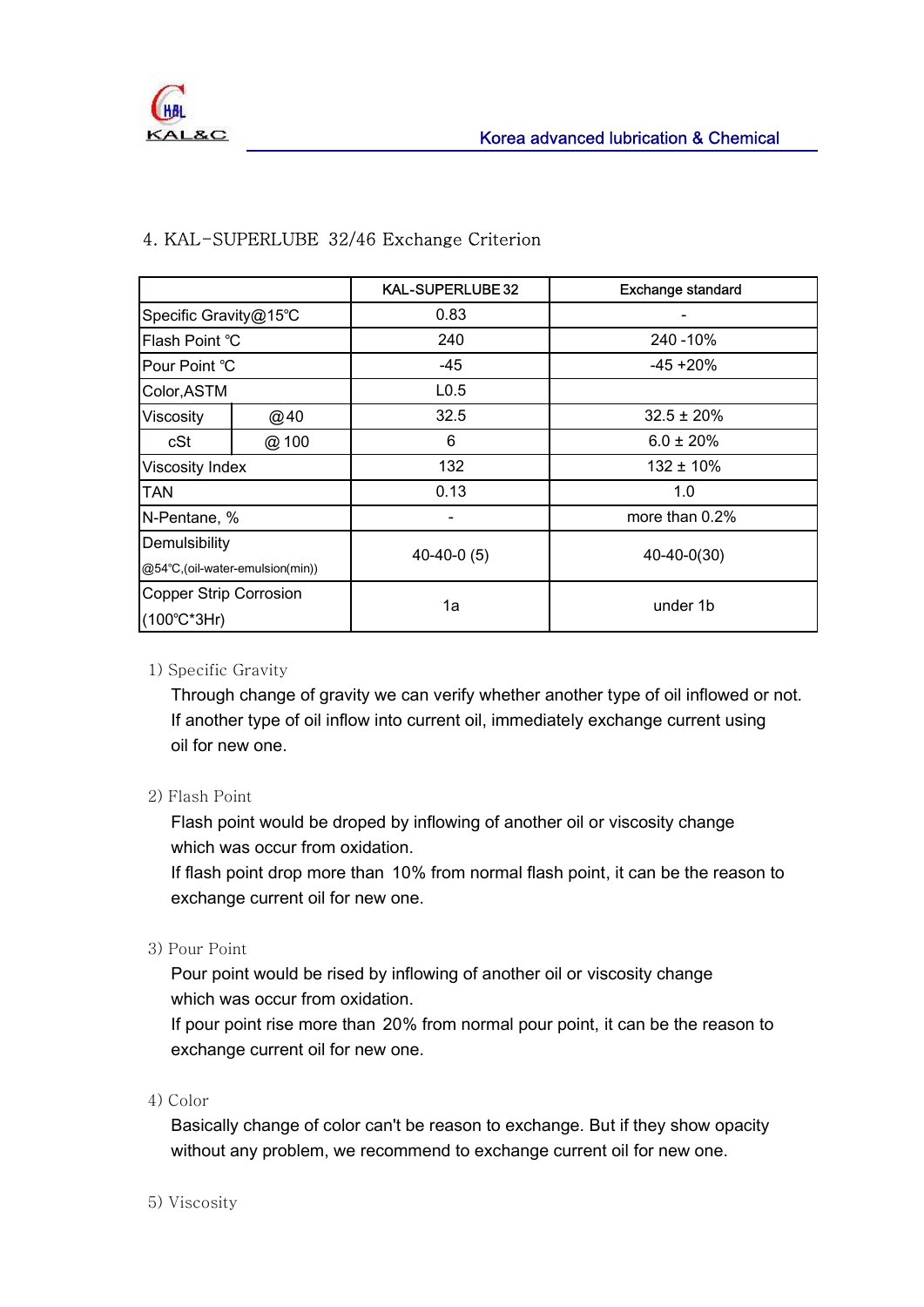## 4. KAL-SUPERLUBE 32/46 Exchange Criterion

| | | KAL-SUPERLUBE 32 | Exchange standard |
|---|---|---|---|
| Specific Gravity@15℃ | | 0.83 | - |
| Flash Point ℃ | | 240 | 240 -10% |
| Pour Point ℃ | | -45 | -45 +20% |
| Color,ASTM | | L0.5 | |
| Viscosity | @40 | 32.5 | 32.5 ± 20% |
| cSt | @ 100 | 6 | 6.0 ± 20% |
| Viscosity Index | | 132 | 132 ± 10% |
| TAN | | 0.13 | 1.0 |
| N-Pentane, % | | - | more than 0.2% |
| Demulsibility @54℃,(oil-water-emulsion(min)) | | 40-40-0 (5) | 40-40-0(30) |
| Copper Strip Corrosion (100℃*3Hr) | | 1a | under 1b |

1) Specific Gravity

Through change of gravity we can verify whether another type of oil inflowed or not. If another type of oil inflow into current oil, immediately exchange current using oil for new one.

2) Flash Point

Flash point would be droped by inflowing of another oil or viscosity change which was occur from oxidation.
If flash point drop more than 10% from normal flash point, it can be the reason to exchange current oil for new one.

3) Pour Point

Pour point would be rised by inflowing of another oil or viscosity change which was occur from oxidation.
If pour point rise more than 20% from normal pour point, it can be the reason to exchange current oil for new one.

4) Color

Basically change of color can't be reason to exchange. But if they show opacity without any problem, we recommend to exchange current oil for new one.

5) Viscosity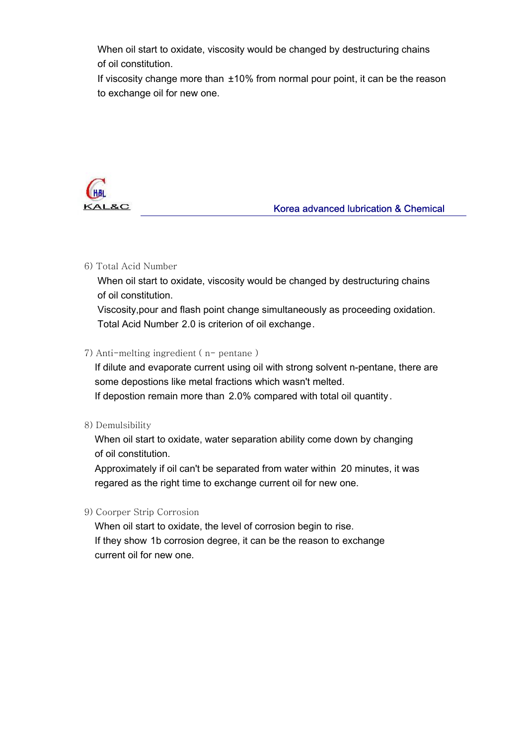When oil start to oxidate, viscosity would be changed by destructuring chains of oil constitution.

If viscosity change more than ±10% from normal pour point, it can be the reason to exchange oil for new one.

6) Total Acid Number

When oil start to oxidate, viscosity would be changed by destructuring chains of oil constitution.

Viscosity,pour and flash point change simultaneously as proceeding oxidation.

Total Acid Number 2.0 is criterion of oil exchange.

7) Anti-melting ingredient ( n- pentane )

If dilute and evaporate current using oil with strong solvent n-pentane, there are some depostions like metal fractions which wasn't melted.

If depostion remain more than 2.0% compared with total oil quantity.

8) Demulsibility

When oil start to oxidate, water separation ability come down by changing of oil constitution.

Approximately if oil can't be separated from water within 20 minutes, it was regared as the right time to exchange current oil for new one.

9) Coorper Strip Corrosion

When oil start to oxidate, the level of corrosion begin to rise.

If they show 1b corrosion degree, it can be the reason to exchange current oil for new one.